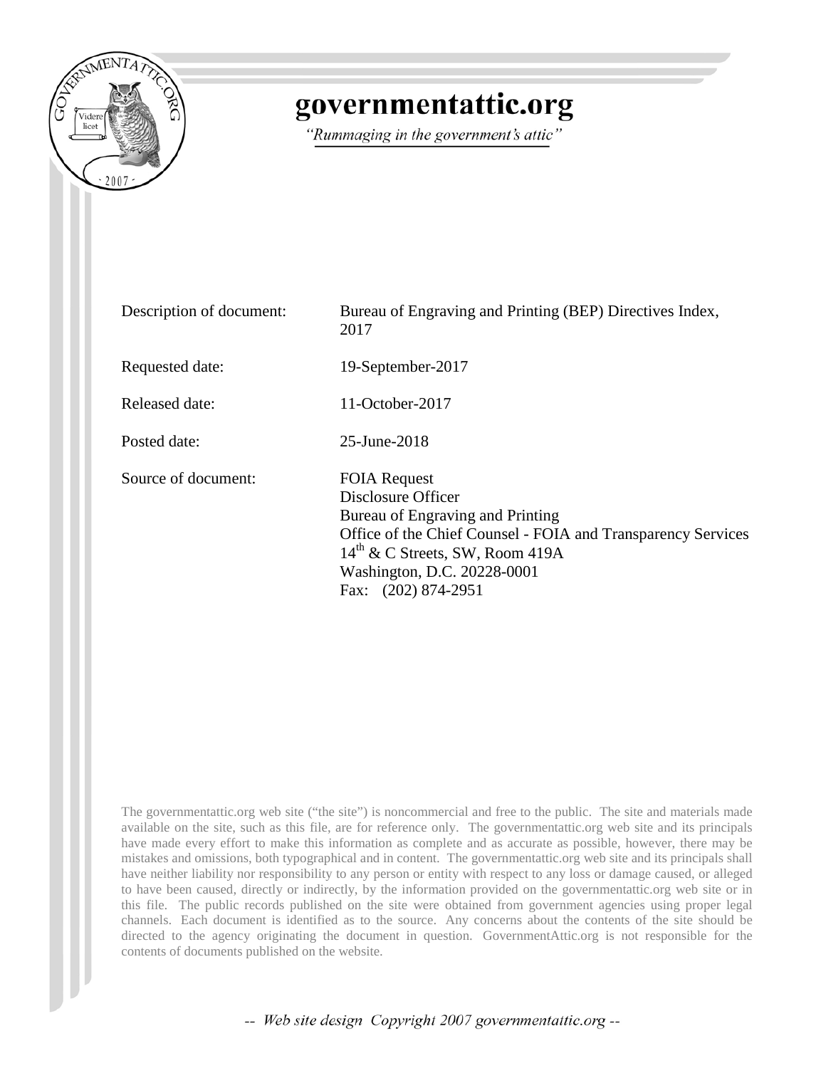# governmentattic.org

*"Rummaging in the government's attic"*

| | |
|---|---|
| Description of document: | Bureau of Engraving and Printing (BEP) Directives Index, 2017 |
| Requested date: | 19-September-2017 |
| Released date: | 11-October-2017 |
| Posted date: | 25-June-2018 |
| Source of document: | FOIA Request<br>Disclosure Officer<br>Bureau of Engraving and Printing<br>Office of the Chief Counsel - FOIA and Transparency Services<br>14th & C Streets, SW, Room 419A<br>Washington, D.C. 20228-0001<br>Fax: (202) 874-2951 |

The governmentattic.org web site ("the site") is noncommercial and free to the public. The site and materials made available on the site, such as this file, are for reference only. The governmentattic.org web site and its principals have made every effort to make this information as complete and as accurate as possible, however, there may be mistakes and omissions, both typographical and in content. The governmentattic.org web site and its principals shall have neither liability nor responsibility to any person or entity with respect to any loss or damage caused, or alleged to have been caused, directly or indirectly, by the information provided on the governmentattic.org web site or in this file. The public records published on the site were obtained from government agencies using proper legal channels. Each document is identified as to the source. Any concerns about the contents of the site should be directed to the agency originating the document in question. GovernmentAttic.org is not responsible for the contents of documents published on the website.

*-- Web site design Copyright 2007 governmentattic.org --*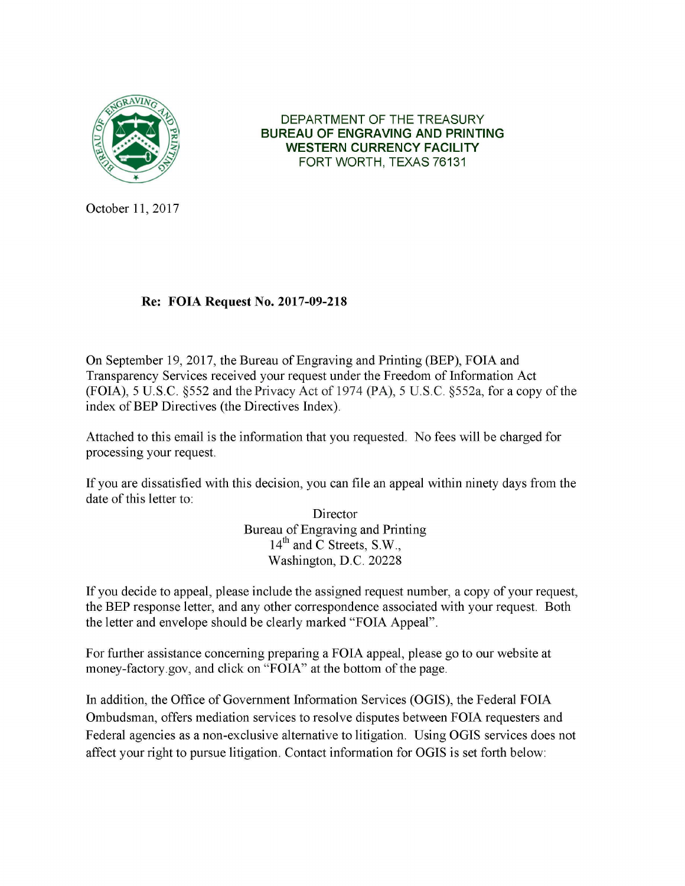DEPARTMENT OF THE TREASURY
**BUREAU OF ENGRAVING AND PRINTING**
**WESTERN CURRENCY FACILITY**
FORT WORTH, TEXAS 76131

October 11, 2017

**Re: FOIA Request No. 2017-09-218**

On September 19, 2017, the Bureau of Engraving and Printing (BEP), FOIA and Transparency Services received your request under the Freedom of Information Act (FOIA), 5 U.S.C. §552 and the Privacy Act of 1974 (PA), 5 U.S.C. §552a, for a copy of the index of BEP Directives (the Directives Index).

Attached to this email is the information that you requested. No fees will be charged for processing your request.

If you are dissatisfied with this decision, you can file an appeal within ninety days from the date of this letter to:

Director
Bureau of Engraving and Printing
14th and C Streets, S.W.,
Washington, D.C. 20228

If you decide to appeal, please include the assigned request number, a copy of your request, the BEP response letter, and any other correspondence associated with your request. Both the letter and envelope should be clearly marked "FOIA Appeal".

For further assistance concerning preparing a FOIA appeal, please go to our website at money-factory.gov, and click on "FOIA" at the bottom of the page.

In addition, the Office of Government Information Services (OGIS), the Federal FOIA Ombudsman, offers mediation services to resolve disputes between FOIA requesters and Federal agencies as a non-exclusive alternative to litigation. Using OGIS services does not affect your right to pursue litigation. Contact information for OGIS is set forth below: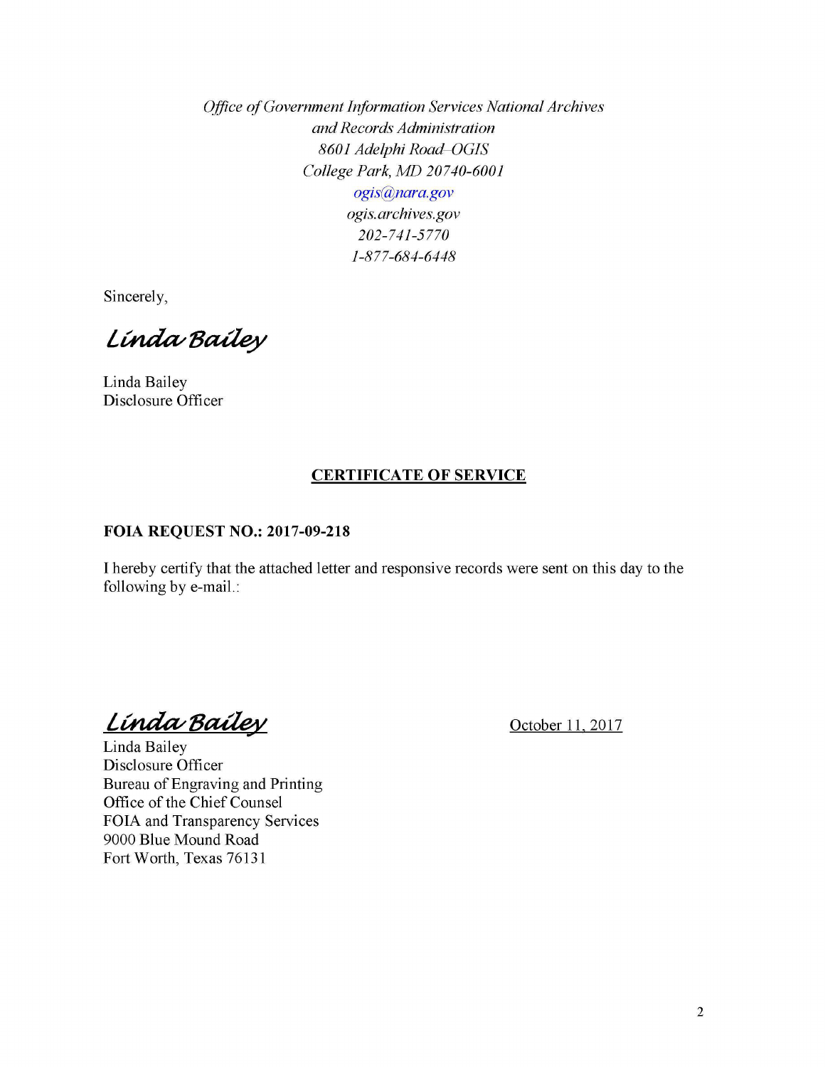*Office of Government Information Services National Archives*
*and Records Administration*
*8601 Adelphi Road–OGIS*
*College Park, MD 20740-6001*
*ogis@nara.gov*
*ogis.archives.gov*
*202-741-5770*
*1-877-684-6448*

Sincerely,

*Linda Bailey*

Linda Bailey
Disclosure Officer

**CERTIFICATE OF SERVICE**

**FOIA REQUEST NO.: 2017-09-218**

I hereby certify that the attached letter and responsive records were sent on this day to the following by e-mail.:

*Linda Bailey*

October 11, 2017

Linda Bailey
Disclosure Officer
Bureau of Engraving and Printing
Office of the Chief Counsel
FOIA and Transparency Services
9000 Blue Mound Road
Fort Worth, Texas 76131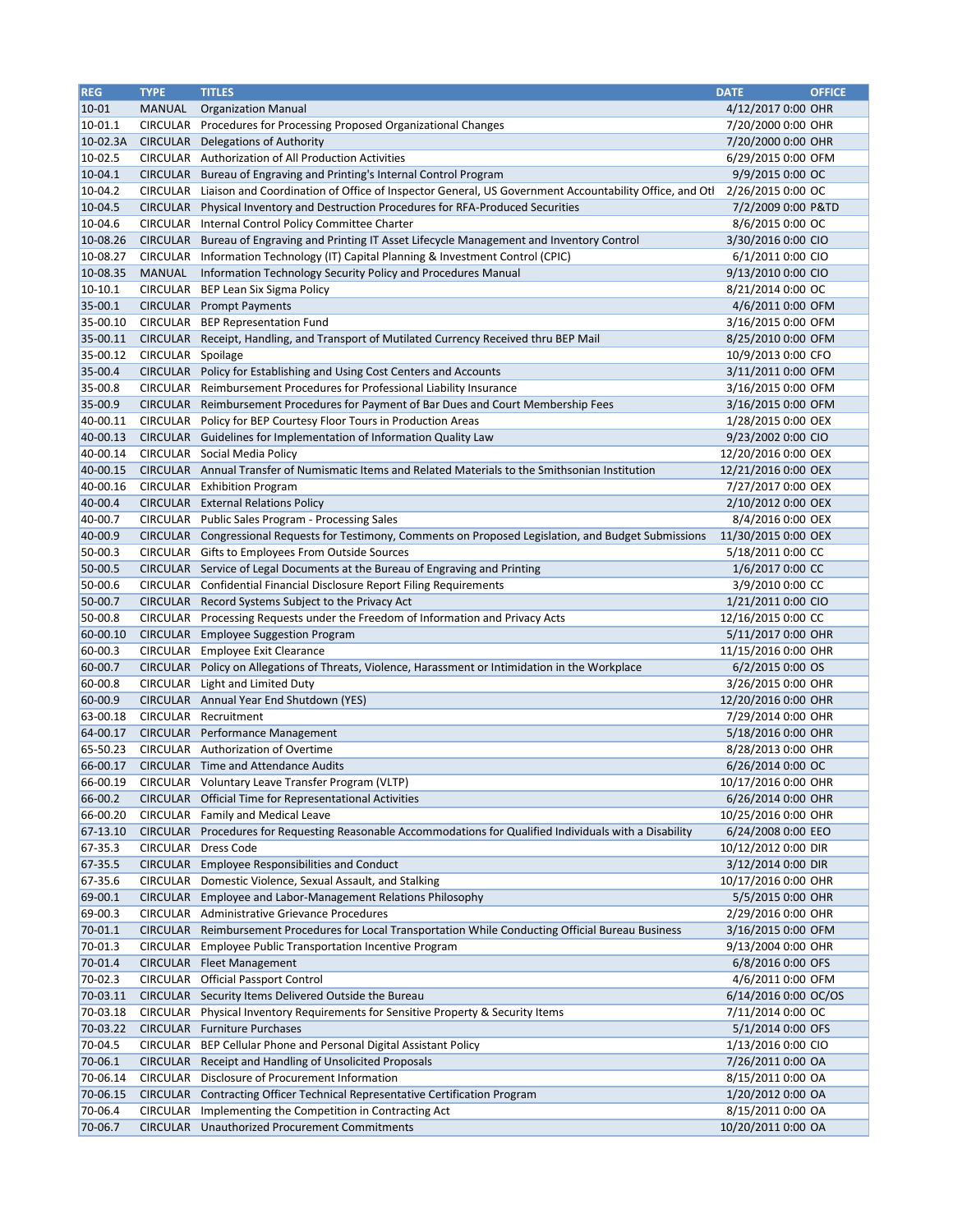| REG | TYPE | TITLES | DATE | OFFICE |
|---|---|---|---|---|
| 10-01 | MANUAL | Organization Manual | 4/12/2017 0:00 | OHR |
| 10-01.1 | CIRCULAR | Procedures for Processing Proposed Organizational Changes | 7/20/2000 0:00 | OHR |
| 10-02.3A | CIRCULAR | Delegations of Authority | 7/20/2000 0:00 | OHR |
| 10-02.5 | CIRCULAR | Authorization of All Production Activities | 6/29/2015 0:00 | OFM |
| 10-04.1 | CIRCULAR | Bureau of Engraving and Printing's Internal Control Program | 9/9/2015 0:00 | OC |
| 10-04.2 | CIRCULAR | Liaison and Coordination of Office of Inspector General, US Government Accountability Office, and Otl | 2/26/2015 0:00 | OC |
| 10-04.5 | CIRCULAR | Physical Inventory and Destruction Procedures for RFA-Produced Securities | 7/2/2009 0:00 | P&TD |
| 10-04.6 | CIRCULAR | Internal Control Policy Committee Charter | 8/6/2015 0:00 | OC |
| 10-08.26 | CIRCULAR | Bureau of Engraving and Printing IT Asset Lifecycle Management and Inventory Control | 3/30/2016 0:00 | CIO |
| 10-08.27 | CIRCULAR | Information Technology (IT) Capital Planning & Investment Control (CPIC) | 6/1/2011 0:00 | CIO |
| 10-08.35 | MANUAL | Information Technology Security Policy and Procedures Manual | 9/13/2010 0:00 | CIO |
| 10-10.1 | CIRCULAR | BEP Lean Six Sigma Policy | 8/21/2014 0:00 | OC |
| 35-00.1 | CIRCULAR | Prompt Payments | 4/6/2011 0:00 | OFM |
| 35-00.10 | CIRCULAR | BEP Representation Fund | 3/16/2015 0:00 | OFM |
| 35-00.11 | CIRCULAR | Receipt, Handling, and Transport of Mutilated Currency Received thru BEP Mail | 8/25/2010 0:00 | OFM |
| 35-00.12 | CIRCULAR | Spoilage | 10/9/2013 0:00 | CFO |
| 35-00.4 | CIRCULAR | Policy for Establishing and Using Cost Centers and Accounts | 3/11/2011 0:00 | OFM |
| 35-00.8 | CIRCULAR | Reimbursement Procedures for Professional Liability Insurance | 3/16/2015 0:00 | OFM |
| 35-00.9 | CIRCULAR | Reimbursement Procedures for Payment of Bar Dues and Court Membership Fees | 3/16/2015 0:00 | OFM |
| 40-00.11 | CIRCULAR | Policy for BEP Courtesy Floor Tours in Production Areas | 1/28/2015 0:00 | OEX |
| 40-00.13 | CIRCULAR | Guidelines for Implementation of Information Quality Law | 9/23/2002 0:00 | CIO |
| 40-00.14 | CIRCULAR | Social Media Policy | 12/20/2016 0:00 | OEX |
| 40-00.15 | CIRCULAR | Annual Transfer of Numismatic Items and Related Materials to the Smithsonian Institution | 12/21/2016 0:00 | OEX |
| 40-00.16 | CIRCULAR | Exhibition Program | 7/27/2017 0:00 | OEX |
| 40-00.4 | CIRCULAR | External Relations Policy | 2/10/2012 0:00 | OEX |
| 40-00.7 | CIRCULAR | Public Sales Program - Processing Sales | 8/4/2016 0:00 | OEX |
| 40-00.9 | CIRCULAR | Congressional Requests for Testimony, Comments on Proposed Legislation, and Budget Submissions | 11/30/2015 0:00 | OEX |
| 50-00.3 | CIRCULAR | Gifts to Employees From Outside Sources | 5/18/2011 0:00 | CC |
| 50-00.5 | CIRCULAR | Service of Legal Documents at the Bureau of Engraving and Printing | 1/6/2017 0:00 | CC |
| 50-00.6 | CIRCULAR | Confidential Financial Disclosure Report Filing Requirements | 3/9/2010 0:00 | CC |
| 50-00.7 | CIRCULAR | Record Systems Subject to the Privacy Act | 1/21/2011 0:00 | CIO |
| 50-00.8 | CIRCULAR | Processing Requests under the Freedom of Information and Privacy Acts | 12/16/2015 0:00 | CC |
| 60-00.10 | CIRCULAR | Employee Suggestion Program | 5/11/2017 0:00 | OHR |
| 60-00.3 | CIRCULAR | Employee Exit Clearance | 11/15/2016 0:00 | OHR |
| 60-00.7 | CIRCULAR | Policy on Allegations of Threats, Violence, Harassment or Intimidation in the Workplace | 6/2/2015 0:00 | OS |
| 60-00.8 | CIRCULAR | Light and Limited Duty | 3/26/2015 0:00 | OHR |
| 60-00.9 | CIRCULAR | Annual Year End Shutdown (YES) | 12/20/2016 0:00 | OHR |
| 63-00.18 | CIRCULAR | Recruitment | 7/29/2014 0:00 | OHR |
| 64-00.17 | CIRCULAR | Performance Management | 5/18/2016 0:00 | OHR |
| 65-50.23 | CIRCULAR | Authorization of Overtime | 8/28/2013 0:00 | OHR |
| 66-00.17 | CIRCULAR | Time and Attendance Audits | 6/26/2014 0:00 | OC |
| 66-00.19 | CIRCULAR | Voluntary Leave Transfer Program (VLTP) | 10/17/2016 0:00 | OHR |
| 66-00.2 | CIRCULAR | Official Time for Representational Activities | 6/26/2014 0:00 | OHR |
| 66-00.20 | CIRCULAR | Family and Medical Leave | 10/25/2016 0:00 | OHR |
| 67-13.10 | CIRCULAR | Procedures for Requesting Reasonable Accommodations for Qualified Individuals with a Disability | 6/24/2008 0:00 | EEO |
| 67-35.3 | CIRCULAR | Dress Code | 10/12/2012 0:00 | DIR |
| 67-35.5 | CIRCULAR | Employee Responsibilities and Conduct | 3/12/2014 0:00 | DIR |
| 67-35.6 | CIRCULAR | Domestic Violence, Sexual Assault, and Stalking | 10/17/2016 0:00 | OHR |
| 69-00.1 | CIRCULAR | Employee and Labor-Management Relations Philosophy | 5/5/2015 0:00 | OHR |
| 69-00.3 | CIRCULAR | Administrative Grievance Procedures | 2/29/2016 0:00 | OHR |
| 70-01.1 | CIRCULAR | Reimbursement Procedures for Local Transportation While Conducting Official Bureau Business | 3/16/2015 0:00 | OFM |
| 70-01.3 | CIRCULAR | Employee Public Transportation Incentive Program | 9/13/2004 0:00 | OHR |
| 70-01.4 | CIRCULAR | Fleet Management | 6/8/2016 0:00 | OFS |
| 70-02.3 | CIRCULAR | Official Passport Control | 4/6/2011 0:00 | OFM |
| 70-03.11 | CIRCULAR | Security Items Delivered Outside the Bureau | 6/14/2016 0:00 | OC/OS |
| 70-03.18 | CIRCULAR | Physical Inventory Requirements for Sensitive Property & Security Items | 7/11/2014 0:00 | OC |
| 70-03.22 | CIRCULAR | Furniture Purchases | 5/1/2014 0:00 | OFS |
| 70-04.5 | CIRCULAR | BEP Cellular Phone and Personal Digital Assistant Policy | 1/13/2016 0:00 | CIO |
| 70-06.1 | CIRCULAR | Receipt and Handling of Unsolicited Proposals | 7/26/2011 0:00 | OA |
| 70-06.14 | CIRCULAR | Disclosure of Procurement Information | 8/15/2011 0:00 | OA |
| 70-06.15 | CIRCULAR | Contracting Officer Technical Representative Certification Program | 1/20/2012 0:00 | OA |
| 70-06.4 | CIRCULAR | Implementing the Competition in Contracting Act | 8/15/2011 0:00 | OA |
| 70-06.7 | CIRCULAR | Unauthorized Procurement Commitments | 10/20/2011 0:00 | OA |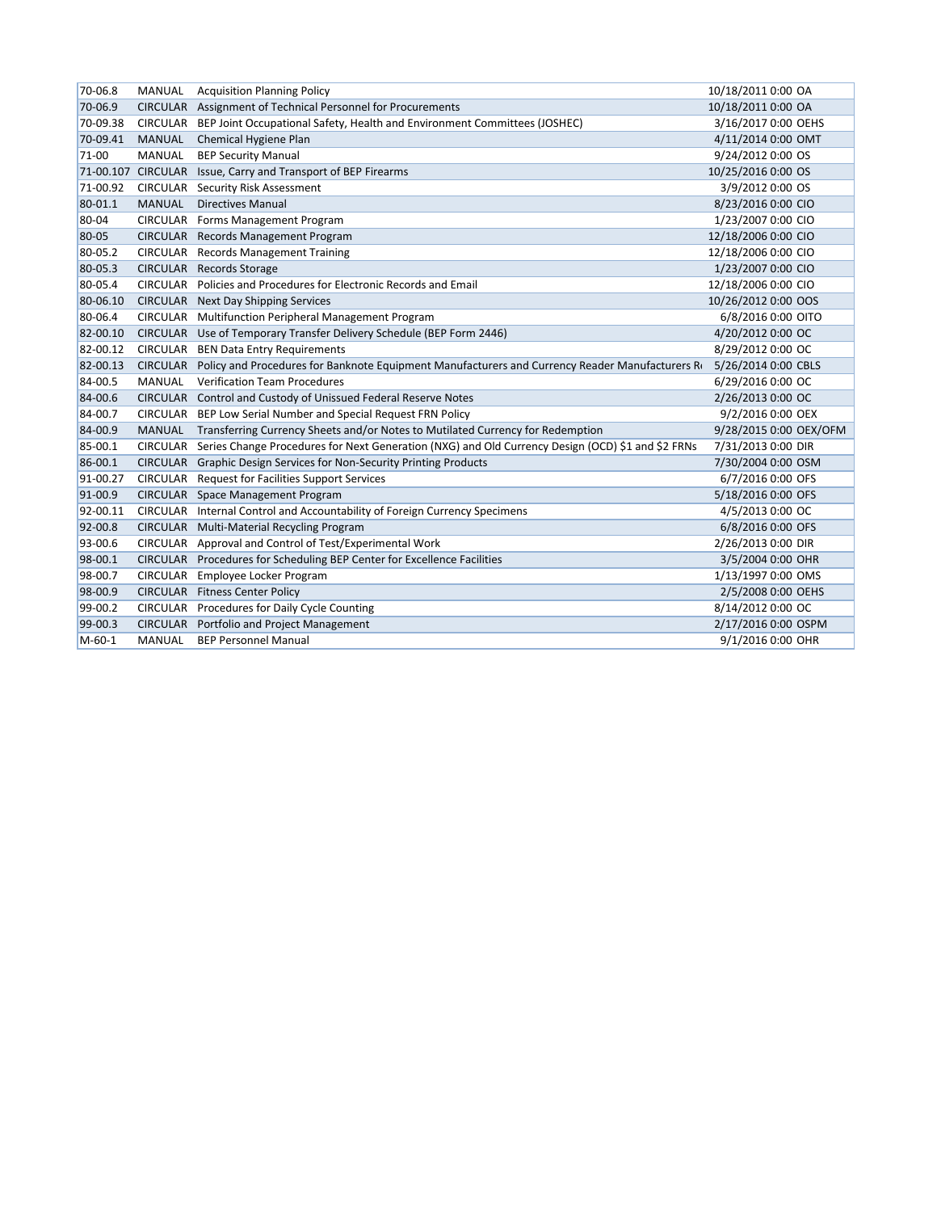| | | | | |
|---|---|---|---|---|
| 70-06.8 | MANUAL | Acquisition Planning Policy | 10/18/2011 0:00 | OA |
| 70-06.9 | CIRCULAR | Assignment of Technical Personnel for Procurements | 10/18/2011 0:00 | OA |
| 70-09.38 | CIRCULAR | BEP Joint Occupational Safety, Health and Environment Committees (JOSHEC) | 3/16/2017 0:00 | OEHS |
| 70-09.41 | MANUAL | Chemical Hygiene Plan | 4/11/2014 0:00 | OMT |
| 71-00 | MANUAL | BEP Security Manual | 9/24/2012 0:00 | OS |
| 71-00.107 | CIRCULAR | Issue, Carry and Transport of BEP Firearms | 10/25/2016 0:00 | OS |
| 71-00.92 | CIRCULAR | Security Risk Assessment | 3/9/2012 0:00 | OS |
| 80-01.1 | MANUAL | Directives Manual | 8/23/2016 0:00 | CIO |
| 80-04 | CIRCULAR | Forms Management Program | 1/23/2007 0:00 | CIO |
| 80-05 | CIRCULAR | Records Management Program | 12/18/2006 0:00 | CIO |
| 80-05.2 | CIRCULAR | Records Management Training | 12/18/2006 0:00 | CIO |
| 80-05.3 | CIRCULAR | Records Storage | 1/23/2007 0:00 | CIO |
| 80-05.4 | CIRCULAR | Policies and Procedures for Electronic Records and Email | 12/18/2006 0:00 | CIO |
| 80-06.10 | CIRCULAR | Next Day Shipping Services | 10/26/2012 0:00 | OOS |
| 80-06.4 | CIRCULAR | Multifunction Peripheral Management Program | 6/8/2016 0:00 | OITO |
| 82-00.10 | CIRCULAR | Use of Temporary Transfer Delivery Schedule (BEP Form 2446) | 4/20/2012 0:00 | OC |
| 82-00.12 | CIRCULAR | BEN Data Entry Requirements | 8/29/2012 0:00 | OC |
| 82-00.13 | CIRCULAR | Policy and Procedures for Banknote Equipment Manufacturers and Currency Reader Manufacturers R | 5/26/2014 0:00 | CBLS |
| 84-00.5 | MANUAL | Verification Team Procedures | 6/29/2016 0:00 | OC |
| 84-00.6 | CIRCULAR | Control and Custody of Unissued Federal Reserve Notes | 2/26/2013 0:00 | OC |
| 84-00.7 | CIRCULAR | BEP Low Serial Number and Special Request FRN Policy | 9/2/2016 0:00 | OEX |
| 84-00.9 | MANUAL | Transferring Currency Sheets and/or Notes to Mutilated Currency for Redemption | 9/28/2015 0:00 | OEX/OFM |
| 85-00.1 | CIRCULAR | Series Change Procedures for Next Generation (NXG) and Old Currency Design (OCD) $1 and $2 FRNs | 7/31/2013 0:00 | DIR |
| 86-00.1 | CIRCULAR | Graphic Design Services for Non-Security Printing Products | 7/30/2004 0:00 | OSM |
| 91-00.27 | CIRCULAR | Request for Facilities Support Services | 6/7/2016 0:00 | OFS |
| 91-00.9 | CIRCULAR | Space Management Program | 5/18/2016 0:00 | OFS |
| 92-00.11 | CIRCULAR | Internal Control and Accountability of Foreign Currency Specimens | 4/5/2013 0:00 | OC |
| 92-00.8 | CIRCULAR | Multi-Material Recycling Program | 6/8/2016 0:00 | OFS |
| 93-00.6 | CIRCULAR | Approval and Control of Test/Experimental Work | 2/26/2013 0:00 | DIR |
| 98-00.1 | CIRCULAR | Procedures for Scheduling BEP Center for Excellence Facilities | 3/5/2004 0:00 | OHR |
| 98-00.7 | CIRCULAR | Employee Locker Program | 1/13/1997 0:00 | OMS |
| 98-00.9 | CIRCULAR | Fitness Center Policy | 2/5/2008 0:00 | OEHS |
| 99-00.2 | CIRCULAR | Procedures for Daily Cycle Counting | 8/14/2012 0:00 | OC |
| 99-00.3 | CIRCULAR | Portfolio and Project Management | 2/17/2016 0:00 | OSPM |
| M-60-1 | MANUAL | BEP Personnel Manual | 9/1/2016 0:00 | OHR |